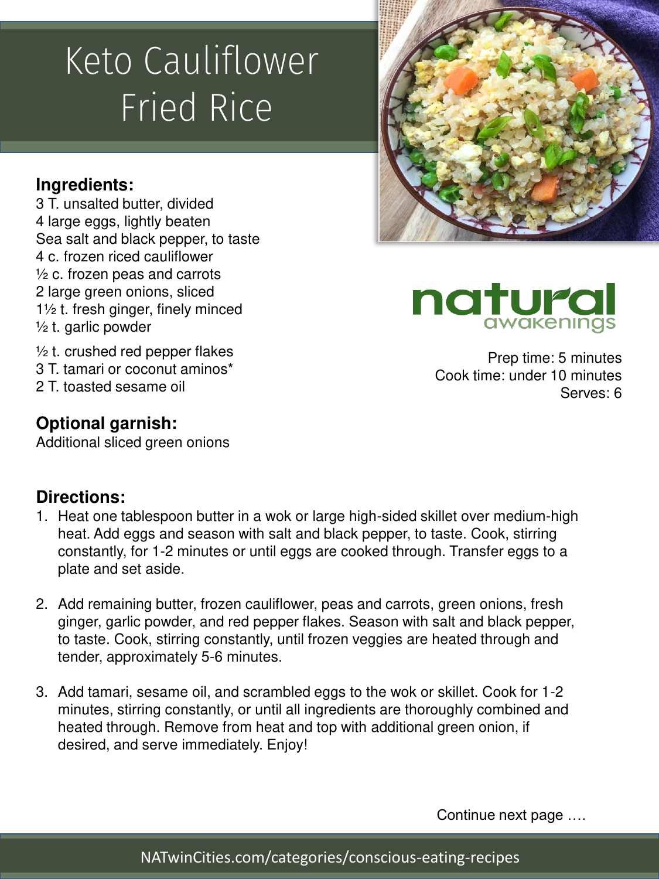# Keto Cauliflower Fried Rice

natural awakenings

Prep time: 5 minutes
Cook time: under 10 minutes
Serves: 6

### Ingredients:

3 T. unsalted butter, divided
4 large eggs, lightly beaten
Sea salt and black pepper, to taste
4 c. frozen riced cauliflower
½ c. frozen peas and carrots
2 large green onions, sliced
1½ t. fresh ginger, finely minced
½ t. garlic powder
½ t. crushed red pepper flakes
3 T. tamari or coconut aminos*
2 T. toasted sesame oil

### Optional garnish:

Additional sliced green onions

### Directions:

1. Heat one tablespoon butter in a wok or large high-sided skillet over medium-high heat. Add eggs and season with salt and black pepper, to taste. Cook, stirring constantly, for 1-2 minutes or until eggs are cooked through. Transfer eggs to a plate and set aside.
2. Add remaining butter, frozen cauliflower, peas and carrots, green onions, fresh ginger, garlic powder, and red pepper flakes. Season with salt and black pepper, to taste. Cook, stirring constantly, until frozen veggies are heated through and tender, approximately 5-6 minutes.
3. Add tamari, sesame oil, and scrambled eggs to the wok or skillet. Cook for 1-2 minutes, stirring constantly, or until all ingredients are thoroughly combined and heated through. Remove from heat and top with additional green onion, if desired, and serve immediately. Enjoy!

Continue next page ….

NATwinCities.com/categories/conscious-eating-recipes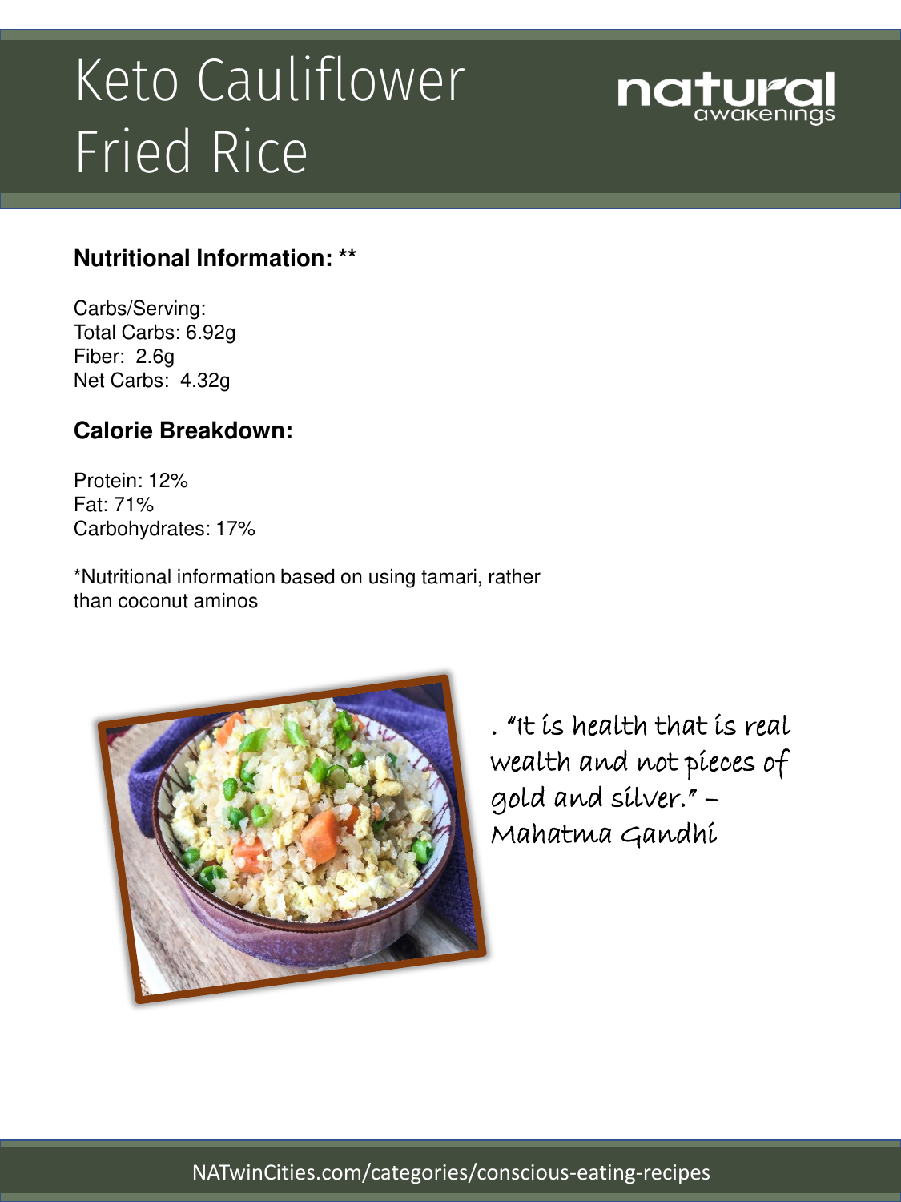# Keto Cauliflower Fried Rice

**Nutritional Information: ****

Carbs/Serving:
Total Carbs: 6.92g
Fiber: 2.6g
Net Carbs: 4.32g

**Calorie Breakdown:**

Protein: 12%
Fat: 71%
Carbohydrates: 17%

*Nutritional information based on using tamari, rather than coconut aminos

. "It is health that is real wealth and not pieces of gold and silver." – Mahatma Gandhi

NATwinCities.com/categories/conscious-eating-recipes